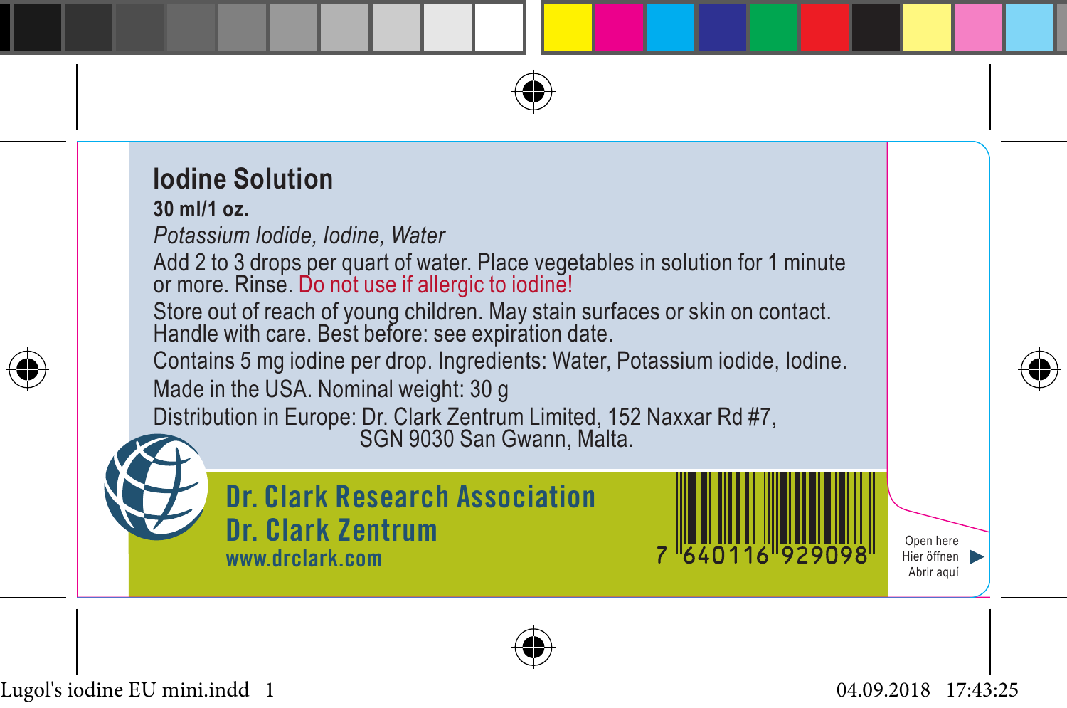# Iodine Solution

**30 ml/1 oz.**

*Potassium Iodide, Iodine, Water*

Add 2 to 3 drops per quart of water. Place vegetables in solution for 1 minute or more. Rinse. Do not use if allergic to iodine!

Store out of reach of young children. May stain surfaces or skin on contact. Handle with care. Best before: see expiration date.

Contains 5 mg iodine per drop. Ingredients: Water, Potassium iodide, Iodine.

Made in the USA. Nominal weight: 30 g

Distribution in Europe: Dr. Clark Zentrum Limited, 152 Naxxar Rd #7, SGN 9030 San Gwann, Malta.

**Dr. Clark Research Association**
**Dr. Clark Zentrum**
www.drclark.com

7 640116 929098

Open here
Hier öffnen
Abrir aquí

Lugol's iodine EU mini.indd 1 04.09.2018 17:43:25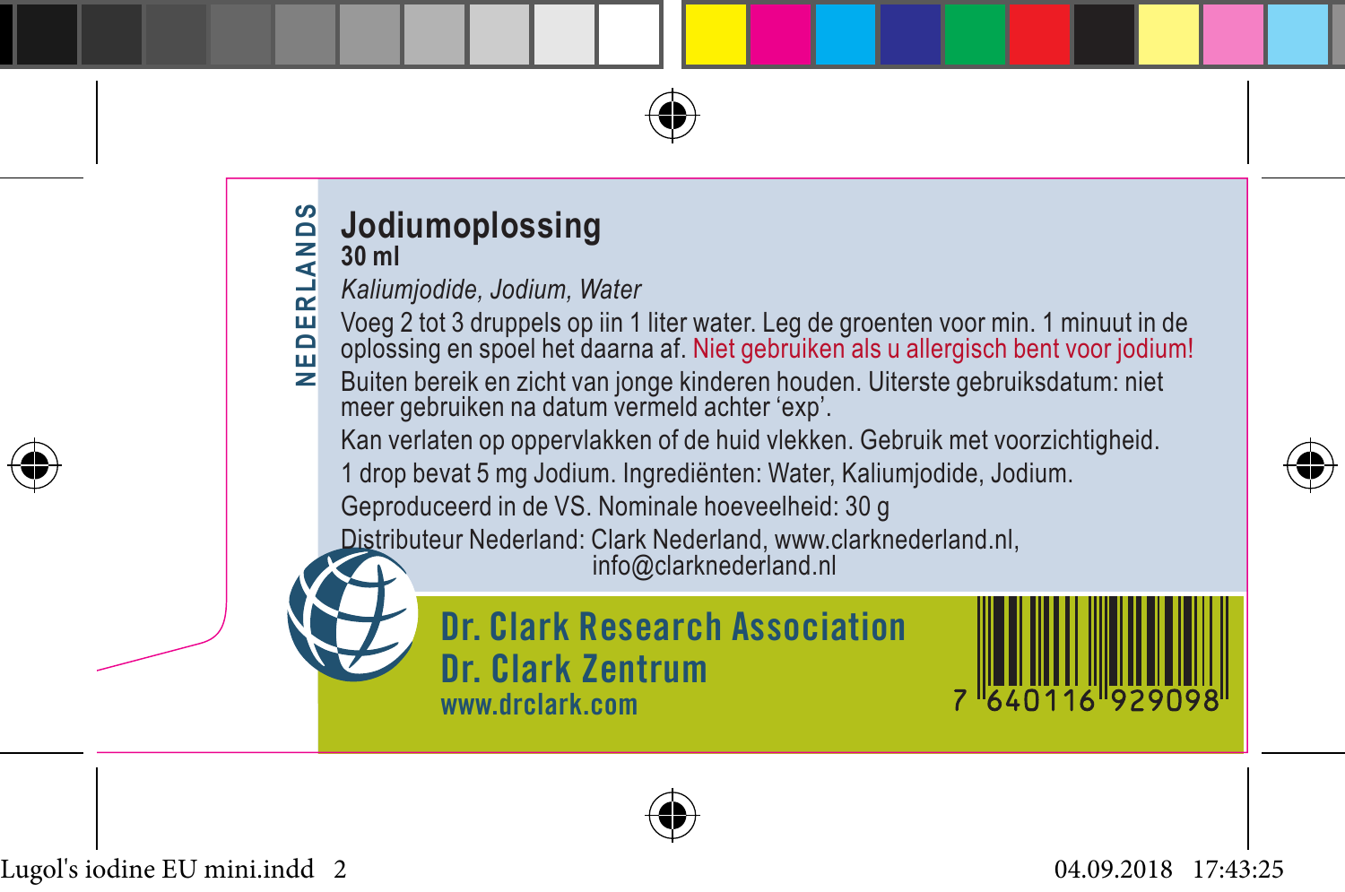NEDERLANDS

# Jodiumoplossing

**30 ml**

*Kaliumjodide, Jodium, Water*

Voeg 2 tot 3 druppels op iin 1 liter water. Leg de groenten voor min. 1 minuut in de oplossing en spoel het daarna af. Niet gebruiken als u allergisch bent voor jodium!

Buiten bereik en zicht van jonge kinderen houden. Uiterste gebruiksdatum: niet meer gebruiken na datum vermeld achter 'exp'.

Kan verlaten op oppervlakken of de huid vlekken. Gebruik met voorzichtigheid.

1 drop bevat 5 mg Jodium. Ingrediënten: Water, Kaliumjodide, Jodium.

Geproduceerd in de VS. Nominale hoeveelheid: 30 g

Distributeur Nederland: Clark Nederland, www.clarknederland.nl, info@clarknederland.nl

**Dr. Clark Research Association**
**Dr. Clark Zentrum**
**www.drclark.com**

7 640116 929098

Lugol's iodine EU mini.indd 2 04.09.2018 17:43:25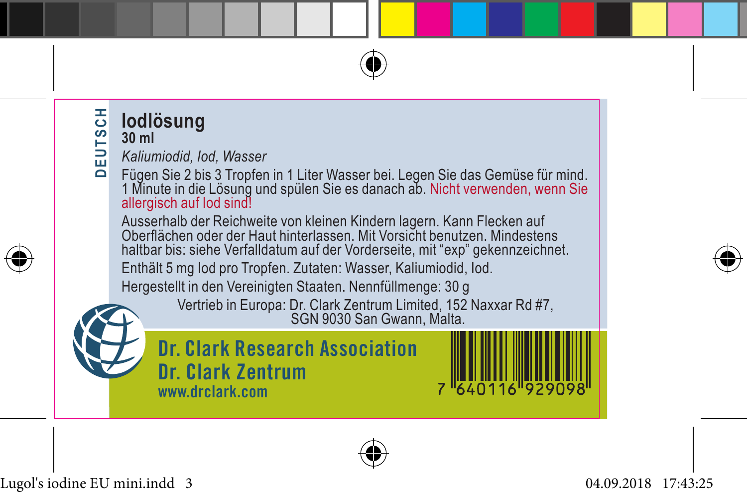DEUTSCH

# Iodlösung

**30 ml**

*Kaliumiodid, Iod, Wasser*

Fügen Sie 2 bis 3 Tropfen in 1 Liter Wasser bei. Legen Sie das Gemüse für mind. 1 Minute in die Lösung und spülen Sie es danach ab. Nicht verwenden, wenn Sie allergisch auf Iod sind!

Ausserhalb der Reichweite von kleinen Kindern lagern. Kann Flecken auf Oberflächen oder der Haut hinterlassen. Mit Vorsicht benutzen. Mindestens haltbar bis: siehe Verfalldatum auf der Vorderseite, mit “exp” gekennzeichnet.

Enthält 5 mg Iod pro Tropfen. Zutaten: Wasser, Kaliumiodid, Iod.

Hergestellt in den Vereinigten Staaten. Nennfüllmenge: 30 g

Vertrieb in Europa: Dr. Clark Zentrum Limited, 152 Naxxar Rd #7, SGN 9030 San Gwann, Malta.

**Dr. Clark Research Association**
**Dr. Clark Zentrum**
www.drclark.com

7 640116 929098

Lugol's iodine EU mini.indd 3 04.09.2018 17:43:25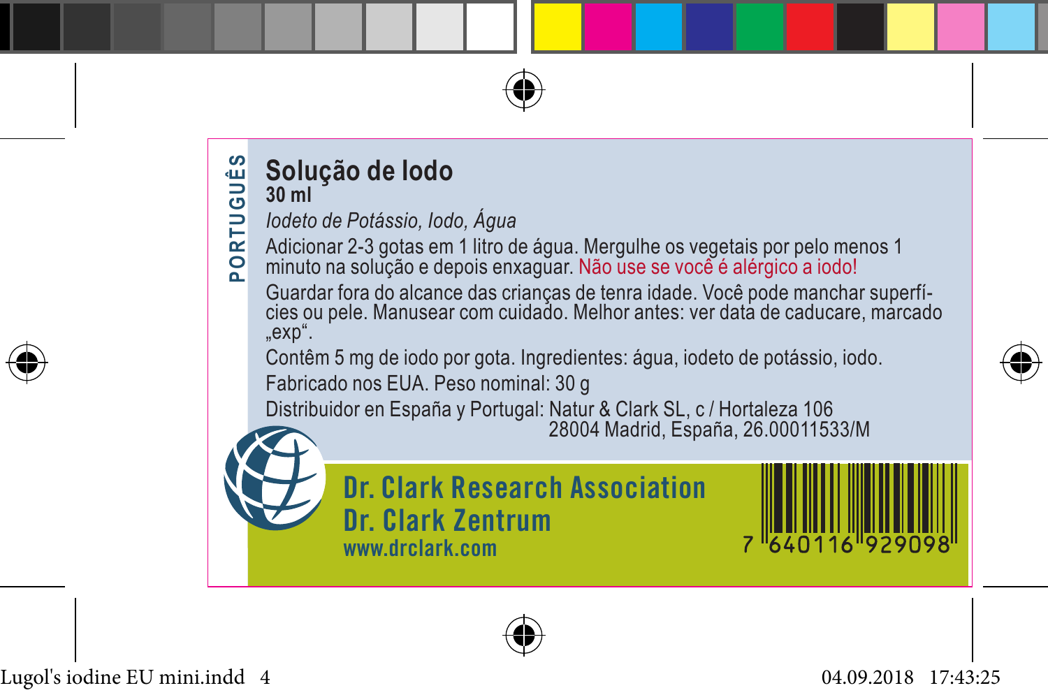PORTUGUÊS

# Solução de Iodo

**30 ml**

*Iodeto de Potássio, Iodo, Água*

Adicionar 2-3 gotas em 1 litro de água. Mergulhe os vegetais por pelo menos 1 minuto na solução e depois enxaguar. Não use se você é alérgico a iodo!

Guardar fora do alcance das crianças de tenra idade. Você pode manchar superfícies ou pele. Manusear com cuidado. Melhor antes: ver data de caducare, marcado „exp".

Contêm 5 mg de iodo por gota. Ingredientes: água, iodeto de potássio, iodo.

Fabricado nos EUA. Peso nominal: 30 g

Distribuidor en España y Portugal: Natur & Clark SL, c / Hortaleza 106
28004 Madrid, España, 26.00011533/M

**Dr. Clark Research Association**

**Dr. Clark Zentrum**

**www.drclark.com**

7 640116 929098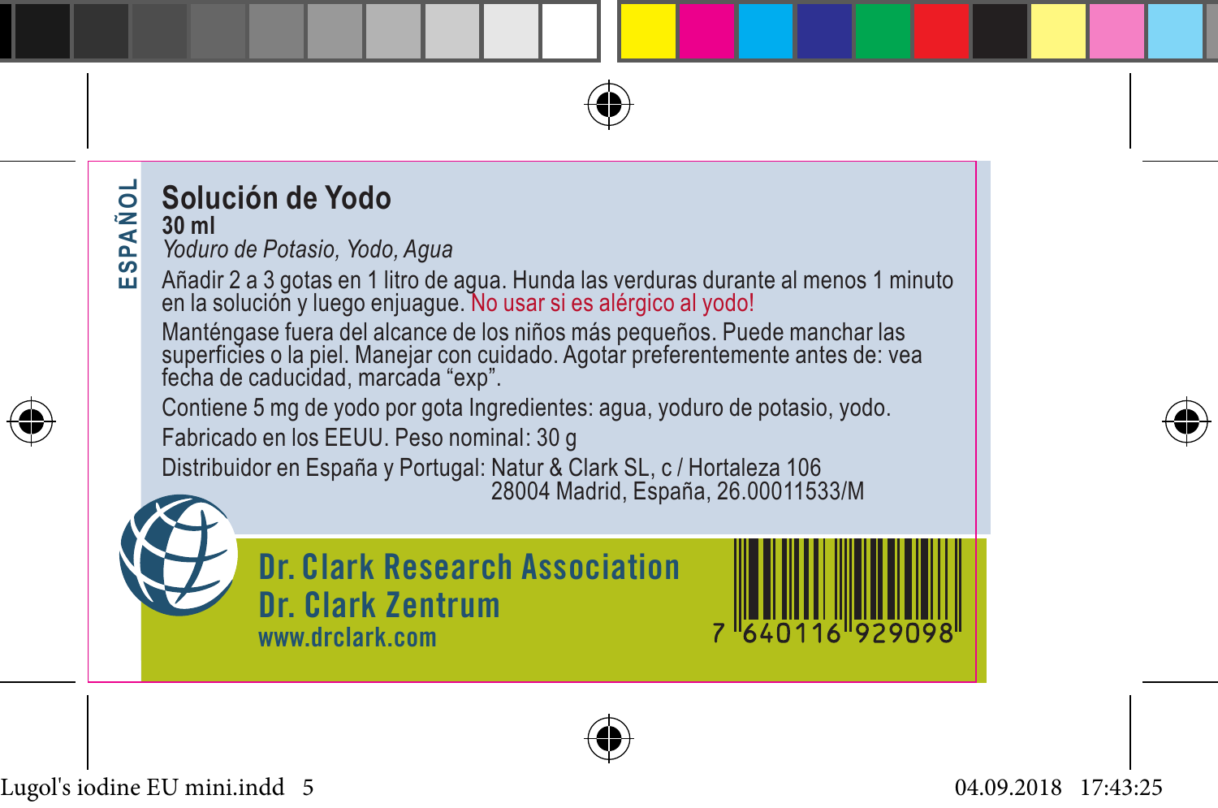ESPAÑOL

# Solución de Yodo

**30 ml**

*Yoduro de Potasio, Yodo, Agua*

Añadir 2 a 3 gotas en 1 litro de agua. Hunda las verduras durante al menos 1 minuto en la solución y luego enjuague. No usar si es alérgico al yodo!

Manténgase fuera del alcance de los niños más pequeños. Puede manchar las superficies o la piel. Manejar con cuidado. Agotar preferentemente antes de: vea fecha de caducidad, marcada "exp".

Contiene 5 mg de yodo por gota Ingredientes: agua, yoduro de potasio, yodo.

Fabricado en los EEUU. Peso nominal: 30 g

Distribuidor en España y Portugal: Natur & Clark SL, c / Hortaleza 106
28004 Madrid, España, 26.00011533/M

**Dr. Clark Research Association**
**Dr. Clark Zentrum**
**www.drclark.com**

7 640116 929098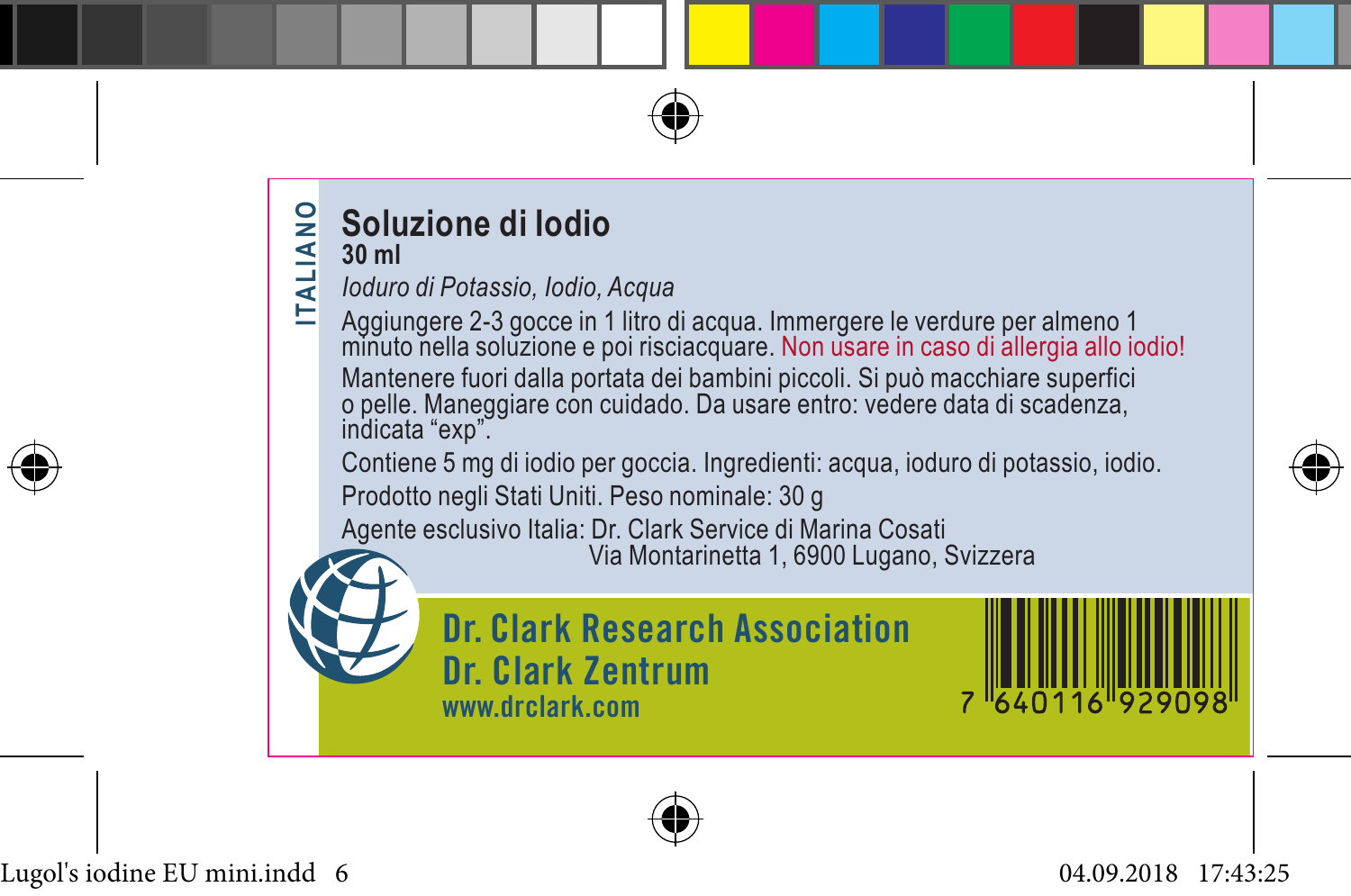ITALIANO

# Soluzione di Iodio

**30 ml**

*Ioduro di Potassio, Iodio, Acqua*

Aggiungere 2-3 gocce in 1 litro di acqua. Immergere le verdure per almeno 1 minuto nella soluzione e poi risciacquare. Non usare in caso di allergia allo iodio!

Mantenere fuori dalla portata dei bambini piccoli. Si può macchiare superfici o pelle. Maneggiare con cuidado. Da usare entro: vedere data di scadenza, indicata “exp”.

Contiene 5 mg di iodio per goccia. Ingredienti: acqua, ioduro di potassio, iodio.

Prodotto negli Stati Uniti. Peso nominale: 30 g

Agente esclusivo Italia: Dr. Clark Service di Marina Cosati
Via Montarinetta 1, 6900 Lugano, Svizzera

**Dr. Clark Research Association**

**Dr. Clark Zentrum**

www.drclark.com

7 640116 929098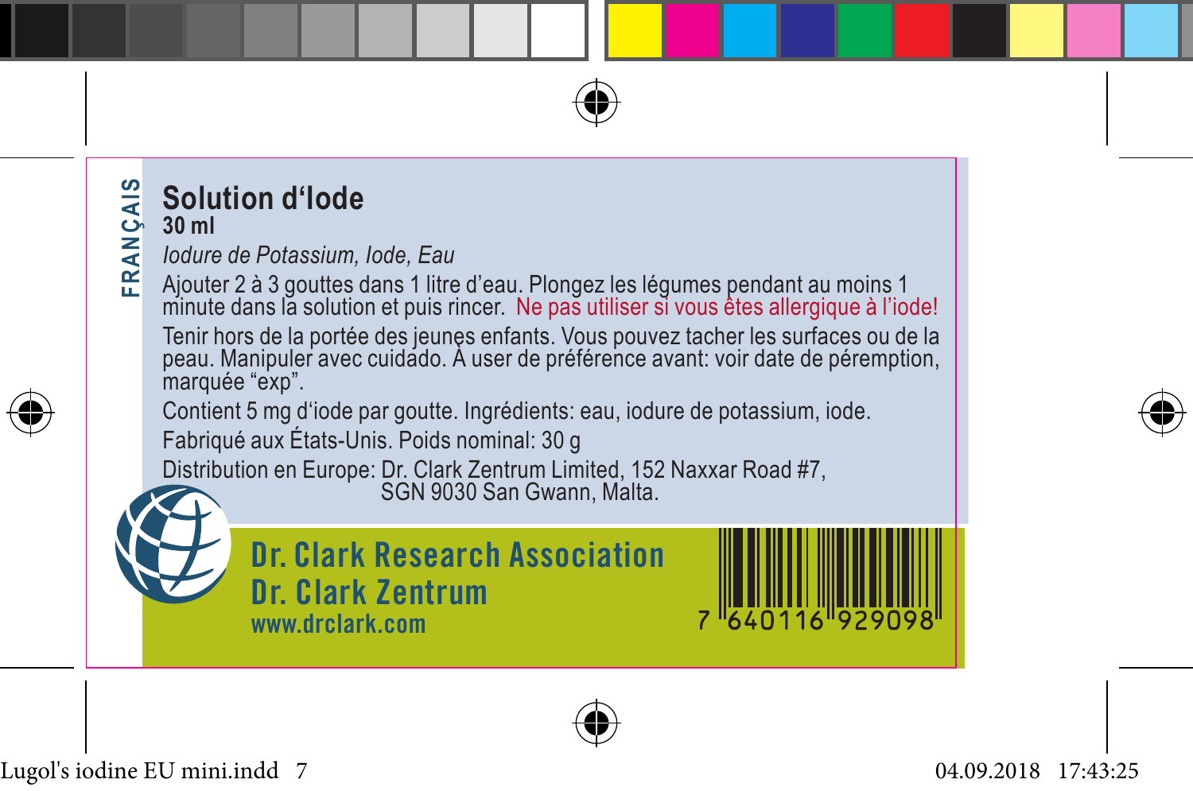FRANÇAIS

# Solution d'Iode

**30 ml**

*Iodure de Potassium, Iode, Eau*

Ajouter 2 à 3 gouttes dans 1 litre d'eau. Plongez les légumes pendant au moins 1 minute dans la solution et puis rincer. Ne pas utiliser si vous êtes allergique à l'iode!

Tenir hors de la portée des jeunes enfants. Vous pouvez tacher les surfaces ou de la peau. Manipuler avec cuidado. À user de préférence avant: voir date de péremption, marquée "exp".

Contient 5 mg d'iode par goutte. Ingrédients: eau, iodure de potassium, iode.

Fabriqué aux États-Unis. Poids nominal: 30 g

Distribution en Europe: Dr. Clark Zentrum Limited, 152 Naxxar Road #7, SGN 9030 San Gwann, Malta.

**Dr. Clark Research Association**

**Dr. Clark Zentrum**

**www.drclark.com**

7 640116 929098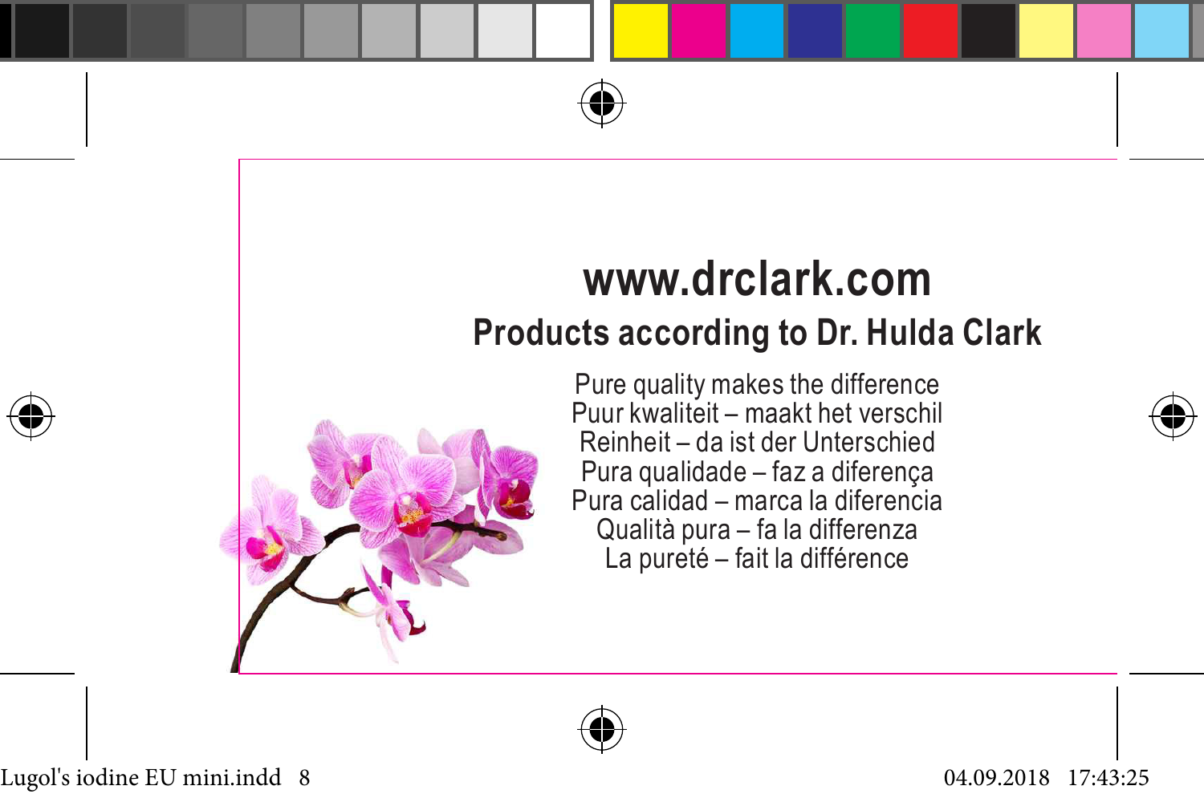# www.drclark.com

## Products according to Dr. Hulda Clark

Pure quality makes the difference
Puur kwaliteit – maakt het verschil
Reinheit – da ist der Unterschied
Pura qualidade – faz a diferença
Pura calidad – marca la diferencia
Qualità pura – fa la differenza
La pureté – fait la différence